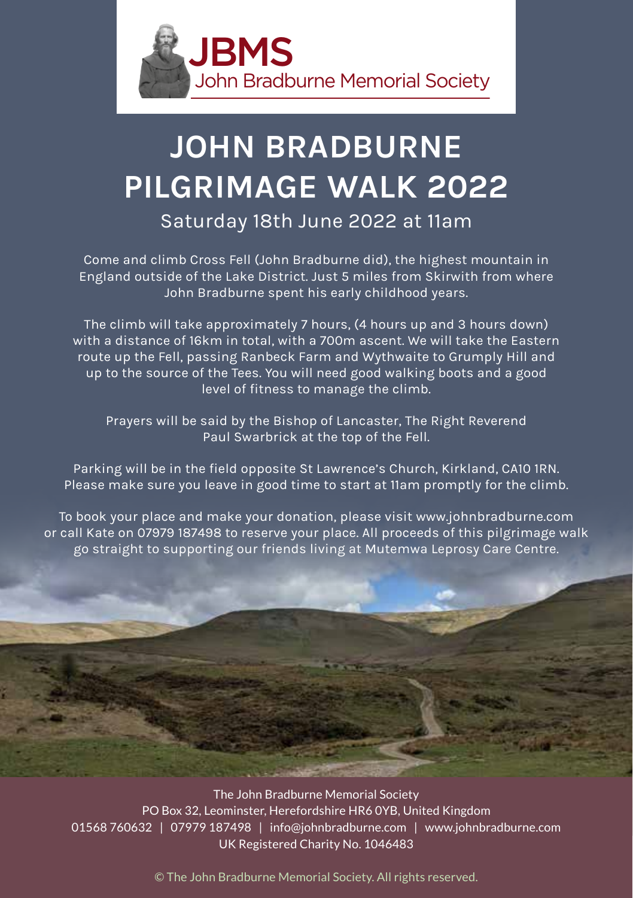JBMS
John Bradburne Memorial Society

# JOHN BRADBURNE PILGRIMAGE WALK 2022

## Saturday 18th June 2022 at 11am

Come and climb Cross Fell (John Bradburne did), the highest mountain in England outside of the Lake District. Just 5 miles from Skirwith from where John Bradburne spent his early childhood years.

The climb will take approximately 7 hours, (4 hours up and 3 hours down) with a distance of 16km in total, with a 700m ascent. We will take the Eastern route up the Fell, passing Ranbeck Farm and Wythwaite to Grumply Hill and up to the source of the Tees. You will need good walking boots and a good level of fitness to manage the climb.

Prayers will be said by the Bishop of Lancaster, The Right Reverend Paul Swarbrick at the top of the Fell.

Parking will be in the field opposite St Lawrence's Church, Kirkland, CA10 1RN. Please make sure you leave in good time to start at 11am promptly for the climb.

To book your place and make your donation, please visit www.johnbradburne.com or call Kate on 07979 187498 to reserve your place. All proceeds of this pilgrimage walk go straight to supporting our friends living at Mutemwa Leprosy Care Centre.

The John Bradburne Memorial Society
PO Box 32, Leominster, Herefordshire HR6 0YB, United Kingdom
01568 760632 | 07979 187498 | info@johnbradburne.com | www.johnbradburne.com
UK Registered Charity No. 1046483

© The John Bradburne Memorial Society. All rights reserved.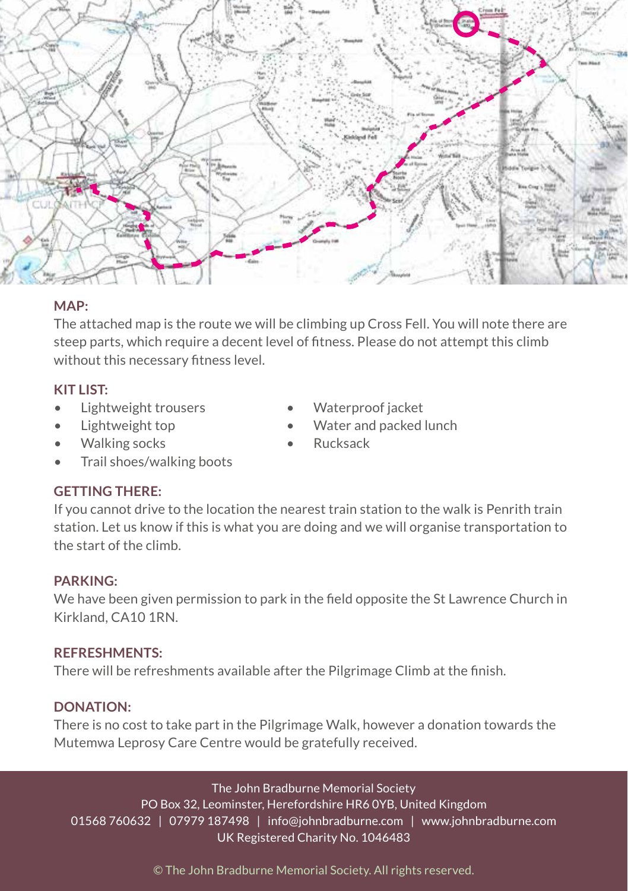## MAP:

The attached map is the route we will be climbing up Cross Fell. You will note there are steep parts, which require a decent level of fitness. Please do not attempt this climb without this necessary fitness level.

## KIT LIST:

- Lightweight trousers
- Lightweight top
- Walking socks
- Trail shoes/walking boots
- Waterproof jacket
- Water and packed lunch
- Rucksack

## GETTING THERE:

If you cannot drive to the location the nearest train station to the walk is Penrith train station. Let us know if this is what you are doing and we will organise transportation to the start of the climb.

## PARKING:

We have been given permission to park in the field opposite the St Lawrence Church in Kirkland, CA10 1RN.

## REFRESHMENTS:

There will be refreshments available after the Pilgrimage Climb at the finish.

## DONATION:

There is no cost to take part in the Pilgrimage Walk, however a donation towards the Mutemwa Leprosy Care Centre would be gratefully received.

The John Bradburne Memorial Society
PO Box 32, Leominster, Herefordshire HR6 0YB, United Kingdom
01568 760632 | 07979 187498 | info@johnbradburne.com | www.johnbradburne.com
UK Registered Charity No. 1046483

© The John Bradburne Memorial Society. All rights reserved.